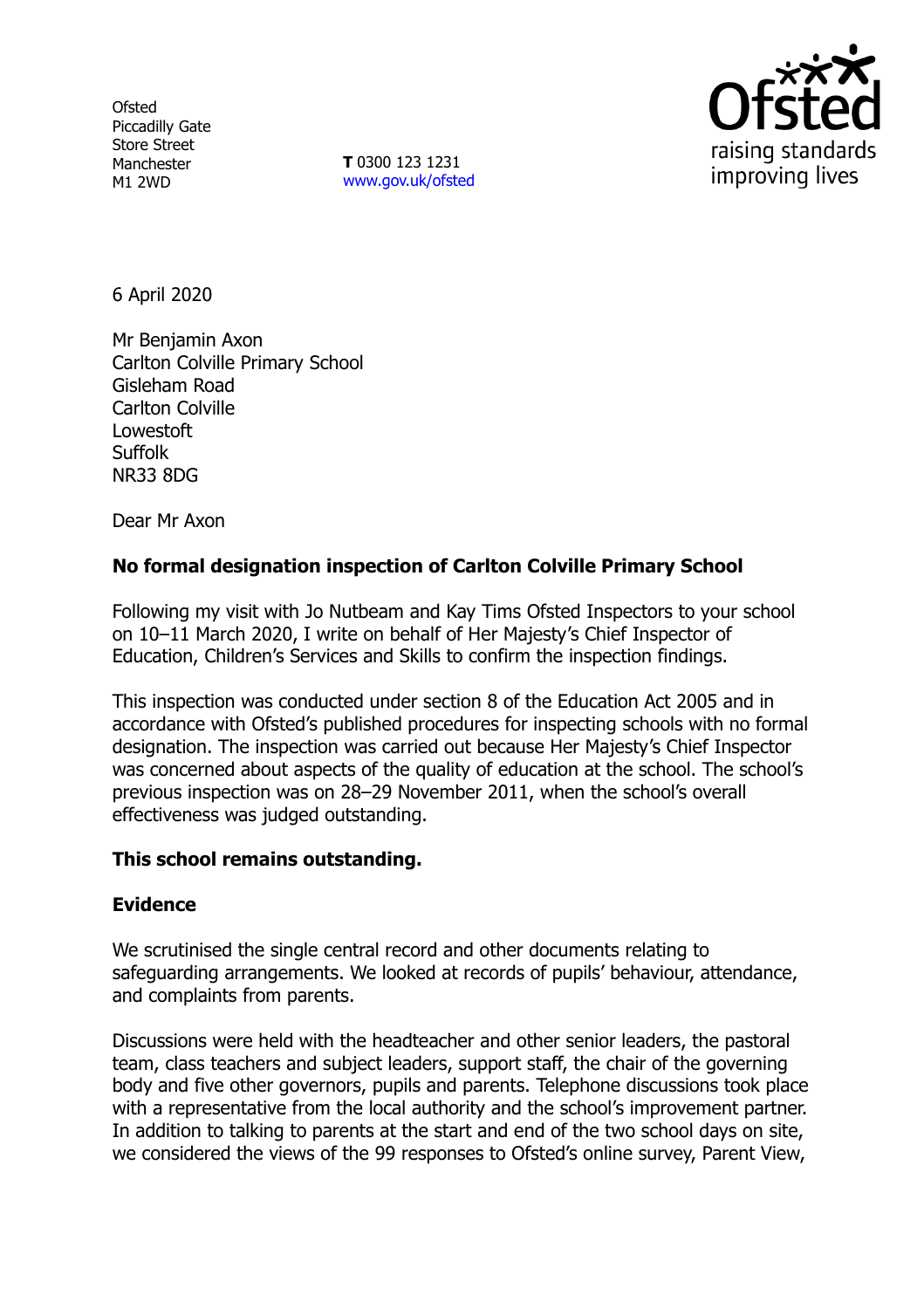Ofsted
Piccadilly Gate
Store Street
Manchester
M1 2WD

**T** 0300 123 1231
www.gov.uk/ofsted

6 April 2020

Mr Benjamin Axon
Carlton Colville Primary School
Gisleham Road
Carlton Colville
Lowestoft
Suffolk
NR33 8DG

Dear Mr Axon

**No formal designation inspection of Carlton Colville Primary School**

Following my visit with Jo Nutbeam and Kay Tims Ofsted Inspectors to your school on 10–11 March 2020, I write on behalf of Her Majesty's Chief Inspector of Education, Children's Services and Skills to confirm the inspection findings.

This inspection was conducted under section 8 of the Education Act 2005 and in accordance with Ofsted's published procedures for inspecting schools with no formal designation. The inspection was carried out because Her Majesty's Chief Inspector was concerned about aspects of the quality of education at the school. The school's previous inspection was on 28–29 November 2011, when the school's overall effectiveness was judged outstanding.

**This school remains outstanding.**

**Evidence**

We scrutinised the single central record and other documents relating to safeguarding arrangements. We looked at records of pupils' behaviour, attendance, and complaints from parents.

Discussions were held with the headteacher and other senior leaders, the pastoral team, class teachers and subject leaders, support staff, the chair of the governing body and five other governors, pupils and parents. Telephone discussions took place with a representative from the local authority and the school's improvement partner. In addition to talking to parents at the start and end of the two school days on site, we considered the views of the 99 responses to Ofsted's online survey, Parent View,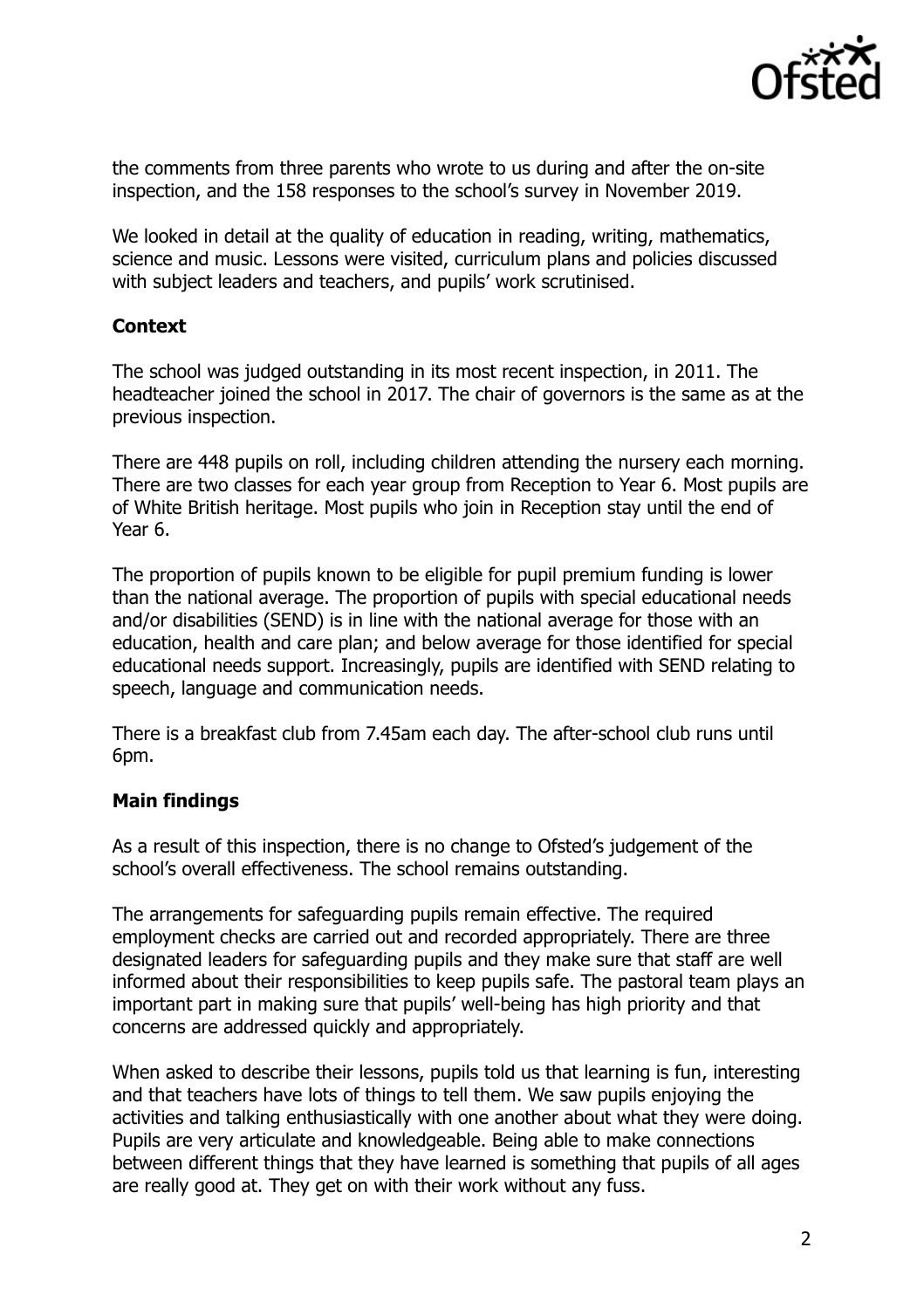the comments from three parents who wrote to us during and after the on-site inspection, and the 158 responses to the school's survey in November 2019.

We looked in detail at the quality of education in reading, writing, mathematics, science and music. Lessons were visited, curriculum plans and policies discussed with subject leaders and teachers, and pupils' work scrutinised.

## Context

The school was judged outstanding in its most recent inspection, in 2011. The headteacher joined the school in 2017. The chair of governors is the same as at the previous inspection.

There are 448 pupils on roll, including children attending the nursery each morning. There are two classes for each year group from Reception to Year 6. Most pupils are of White British heritage. Most pupils who join in Reception stay until the end of Year 6.

The proportion of pupils known to be eligible for pupil premium funding is lower than the national average. The proportion of pupils with special educational needs and/or disabilities (SEND) is in line with the national average for those with an education, health and care plan; and below average for those identified for special educational needs support. Increasingly, pupils are identified with SEND relating to speech, language and communication needs.

There is a breakfast club from 7.45am each day. The after-school club runs until 6pm.

## Main findings

As a result of this inspection, there is no change to Ofsted's judgement of the school's overall effectiveness. The school remains outstanding.

The arrangements for safeguarding pupils remain effective. The required employment checks are carried out and recorded appropriately. There are three designated leaders for safeguarding pupils and they make sure that staff are well informed about their responsibilities to keep pupils safe. The pastoral team plays an important part in making sure that pupils' well-being has high priority and that concerns are addressed quickly and appropriately.

When asked to describe their lessons, pupils told us that learning is fun, interesting and that teachers have lots of things to tell them. We saw pupils enjoying the activities and talking enthusiastically with one another about what they were doing. Pupils are very articulate and knowledgeable. Being able to make connections between different things that they have learned is something that pupils of all ages are really good at. They get on with their work without any fuss.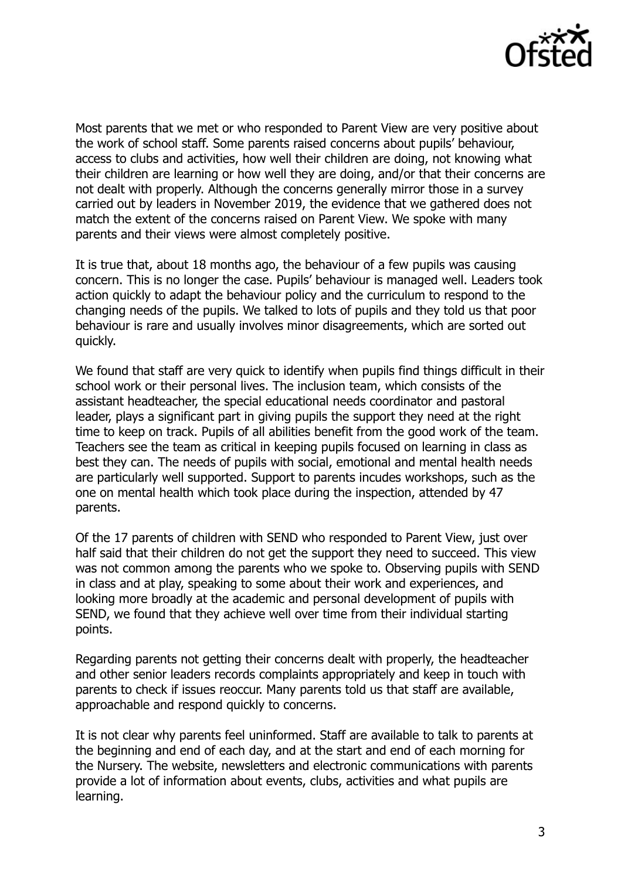Most parents that we met or who responded to Parent View are very positive about the work of school staff. Some parents raised concerns about pupils' behaviour, access to clubs and activities, how well their children are doing, not knowing what their children are learning or how well they are doing, and/or that their concerns are not dealt with properly. Although the concerns generally mirror those in a survey carried out by leaders in November 2019, the evidence that we gathered does not match the extent of the concerns raised on Parent View. We spoke with many parents and their views were almost completely positive.

It is true that, about 18 months ago, the behaviour of a few pupils was causing concern. This is no longer the case. Pupils' behaviour is managed well. Leaders took action quickly to adapt the behaviour policy and the curriculum to respond to the changing needs of the pupils. We talked to lots of pupils and they told us that poor behaviour is rare and usually involves minor disagreements, which are sorted out quickly.

We found that staff are very quick to identify when pupils find things difficult in their school work or their personal lives. The inclusion team, which consists of the assistant headteacher, the special educational needs coordinator and pastoral leader, plays a significant part in giving pupils the support they need at the right time to keep on track. Pupils of all abilities benefit from the good work of the team. Teachers see the team as critical in keeping pupils focused on learning in class as best they can. The needs of pupils with social, emotional and mental health needs are particularly well supported. Support to parents incudes workshops, such as the one on mental health which took place during the inspection, attended by 47 parents.

Of the 17 parents of children with SEND who responded to Parent View, just over half said that their children do not get the support they need to succeed. This view was not common among the parents who we spoke to. Observing pupils with SEND in class and at play, speaking to some about their work and experiences, and looking more broadly at the academic and personal development of pupils with SEND, we found that they achieve well over time from their individual starting points.

Regarding parents not getting their concerns dealt with properly, the headteacher and other senior leaders records complaints appropriately and keep in touch with parents to check if issues reoccur. Many parents told us that staff are available, approachable and respond quickly to concerns.

It is not clear why parents feel uninformed. Staff are available to talk to parents at the beginning and end of each day, and at the start and end of each morning for the Nursery. The website, newsletters and electronic communications with parents provide a lot of information about events, clubs, activities and what pupils are learning.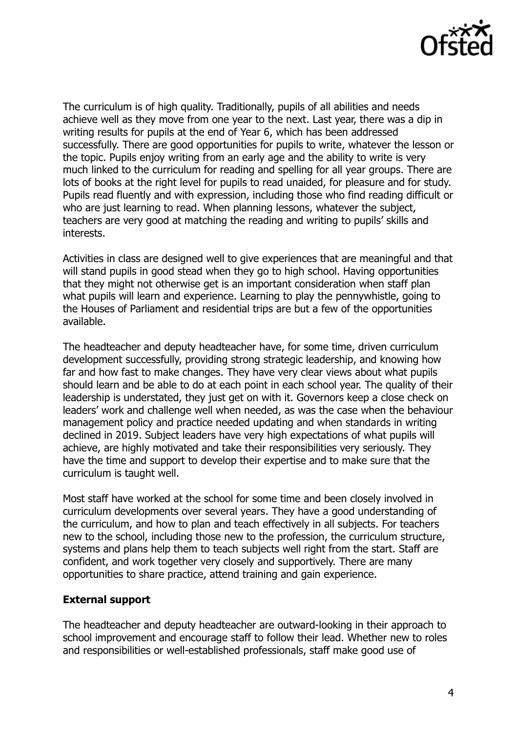The curriculum is of high quality. Traditionally, pupils of all abilities and needs achieve well as they move from one year to the next. Last year, there was a dip in writing results for pupils at the end of Year 6, which has been addressed successfully. There are good opportunities for pupils to write, whatever the lesson or the topic. Pupils enjoy writing from an early age and the ability to write is very much linked to the curriculum for reading and spelling for all year groups. There are lots of books at the right level for pupils to read unaided, for pleasure and for study. Pupils read fluently and with expression, including those who find reading difficult or who are just learning to read. When planning lessons, whatever the subject, teachers are very good at matching the reading and writing to pupils' skills and interests.

Activities in class are designed well to give experiences that are meaningful and that will stand pupils in good stead when they go to high school. Having opportunities that they might not otherwise get is an important consideration when staff plan what pupils will learn and experience. Learning to play the pennywhistle, going to the Houses of Parliament and residential trips are but a few of the opportunities available.

The headteacher and deputy headteacher have, for some time, driven curriculum development successfully, providing strong strategic leadership, and knowing how far and how fast to make changes. They have very clear views about what pupils should learn and be able to do at each point in each school year. The quality of their leadership is understated, they just get on with it. Governors keep a close check on leaders' work and challenge well when needed, as was the case when the behaviour management policy and practice needed updating and when standards in writing declined in 2019. Subject leaders have very high expectations of what pupils will achieve, are highly motivated and take their responsibilities very seriously. They have the time and support to develop their expertise and to make sure that the curriculum is taught well.

Most staff have worked at the school for some time and been closely involved in curriculum developments over several years. They have a good understanding of the curriculum, and how to plan and teach effectively in all subjects. For teachers new to the school, including those new to the profession, the curriculum structure, systems and plans help them to teach subjects well right from the start. Staff are confident, and work together very closely and supportively. There are many opportunities to share practice, attend training and gain experience.

**External support**

The headteacher and deputy headteacher are outward-looking in their approach to school improvement and encourage staff to follow their lead. Whether new to roles and responsibilities or well-established professionals, staff make good use of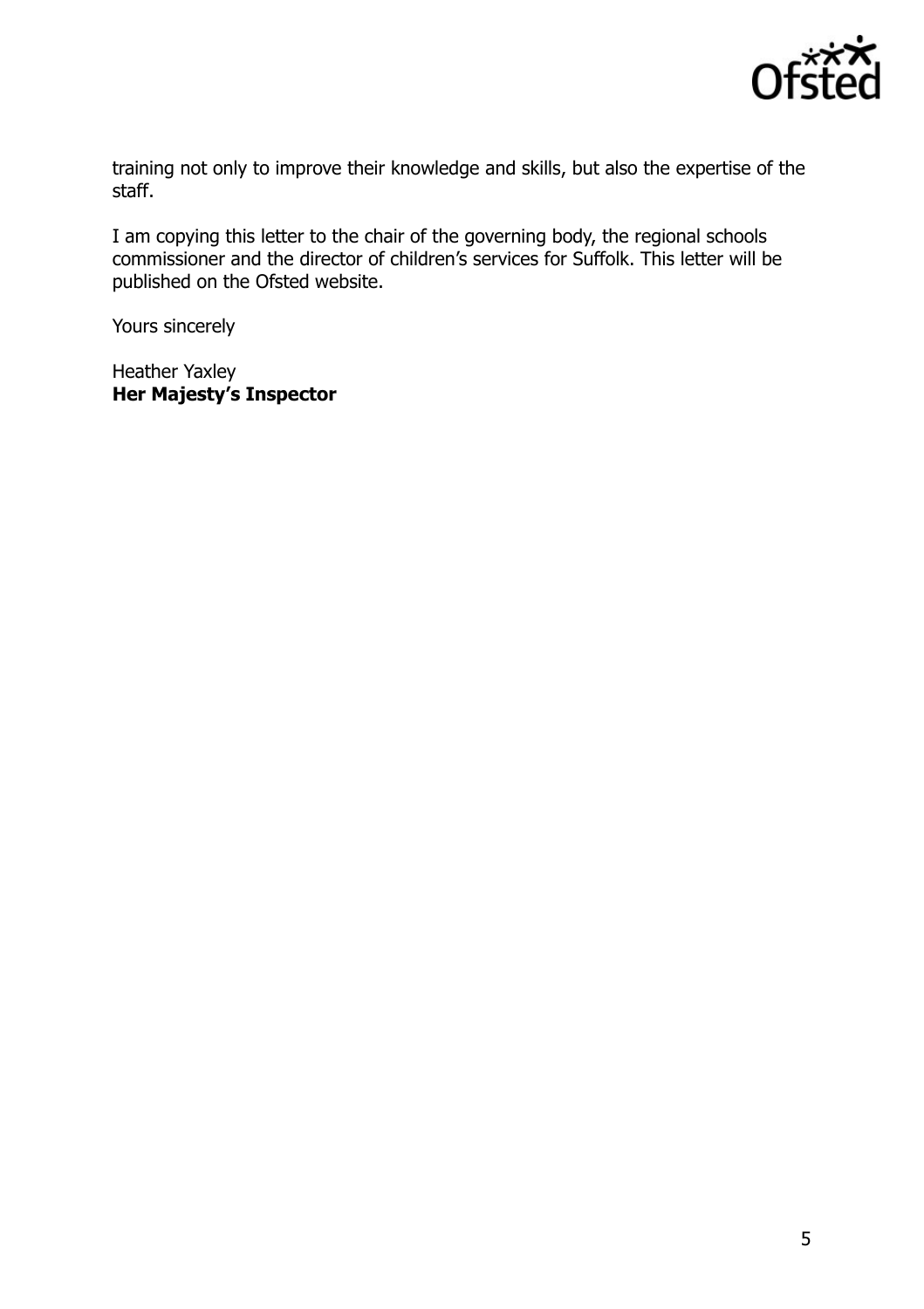training not only to improve their knowledge and skills, but also the expertise of the staff.

I am copying this letter to the chair of the governing body, the regional schools commissioner and the director of children's services for Suffolk. This letter will be published on the Ofsted website.

Yours sincerely

Heather Yaxley
**Her Majesty's Inspector**